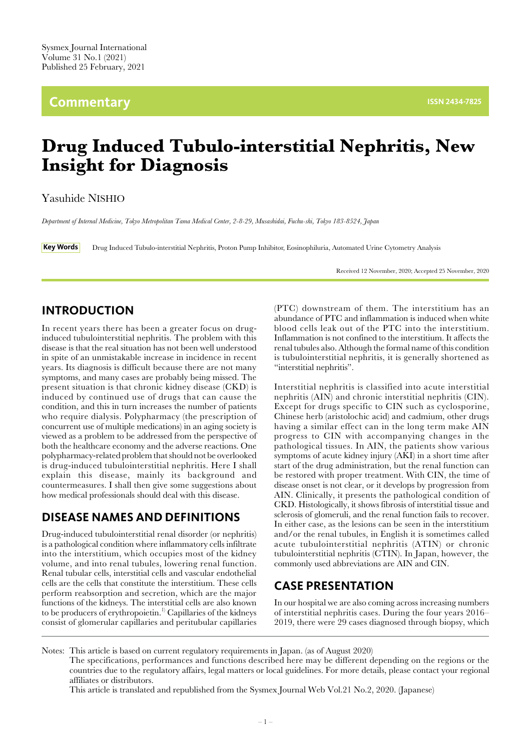Sysmex Journal International
Volume 31 No.1 (2021)
Published 25 February, 2021

**Commentary** **ISSN 2434-7825**

# Drug Induced Tubulo-interstitial Nephritis, New Insight for Diagnosis

Yasuhide NISHIO

*Department of Internal Medicine, Tokyo Metropolitan Tama Medical Center, 2-8-29, Musashidai, Fuchu-shi, Tokyo 183-8524, Japan*

**Key Words** Drug Induced Tubulo-interstitial Nephritis, Proton Pump Inhibitor, Eosinophiluria, Automated Urine Cytometry Analysis

Received 12 November, 2020; Accepted 25 November, 2020

## INTRODUCTION

In recent years there has been a greater focus on drug-induced tubulointerstitial nephritis. The problem with this disease is that the real situation has not been well understood in spite of an unmistakable increase in incidence in recent years. Its diagnosis is difficult because there are not many symptoms, and many cases are probably being missed. The present situation is that chronic kidney disease (CKD) is induced by continued use of drugs that can cause the condition, and this in turn increases the number of patients who require dialysis. Polypharmacy (the prescription of concurrent use of multiple medications) in an aging society is viewed as a problem to be addressed from the perspective of both the healthcare economy and the adverse reactions. One polypharmacy-related problem that should not be overlooked is drug-induced tubulointerstitial nephritis. Here I shall explain this disease, mainly its background and countermeasures. I shall then give some suggestions about how medical professionals should deal with this disease.

## DISEASE NAMES AND DEFINITIONS

Drug-induced tubulointerstitial renal disorder (or nephritis) is a pathological condition where inflammatory cells infiltrate into the interstitium, which occupies most of the kidney volume, and into renal tubules, lowering renal function. Renal tubular cells, interstitial cells and vascular endothelial cells are the cells that constitute the interstitium. These cells perform reabsorption and secretion, which are the major functions of the kidneys. The interstitial cells are also known to be producers of erythropoietin.[1] Capillaries of the kidneys consist of glomerular capillaries and peritubular capillaries (PTC) downstream of them. The interstitium has an abundance of PTC and inflammation is induced when white blood cells leak out of the PTC into the interstitium. Inflammation is not confined to the interstitium. It affects the renal tubules also. Although the formal name of this condition is tubulointerstitial nephritis, it is generally shortened as "interstitial nephritis".

Interstitial nephritis is classified into acute interstitial nephritis (AIN) and chronic interstitial nephritis (CIN). Except for drugs specific to CIN such as cyclosporine, Chinese herb (aristolochic acid) and cadmium, other drugs having a similar effect can in the long term make AIN progress to CIN with accompanying changes in the pathological tissues. In AIN, the patients show various symptoms of acute kidney injury (AKI) in a short time after start of the drug administration, but the renal function can be restored with proper treatment. With CIN, the time of disease onset is not clear, or it develops by progression from AIN. Clinically, it presents the pathological condition of CKD. Histologically, it shows fibrosis of interstitial tissue and sclerosis of glomeruli, and the renal function fails to recover. In either case, as the lesions can be seen in the interstitium and/or the renal tubules, in English it is sometimes called acute tubulointerstitial nephritis (ATIN) or chronic tubulointerstitial nephritis (CTIN). In Japan, however, the commonly used abbreviations are AIN and CIN.

## CASE PRESENTATION

In our hospital we are also coming across increasing numbers of interstitial nephritis cases. During the four years 2016–2019, there were 29 cases diagnosed through biopsy, which

Notes: This article is based on current regulatory requirements in Japan. (as of August 2020)
The specifications, performances and functions described here may be different depending on the regions or the countries due to the regulatory affairs, legal matters or local guidelines. For more details, please contact your regional affiliates or distributors.
This article is translated and republished from the Sysmex Journal Web Vol.21 No.2, 2020. (Japanese)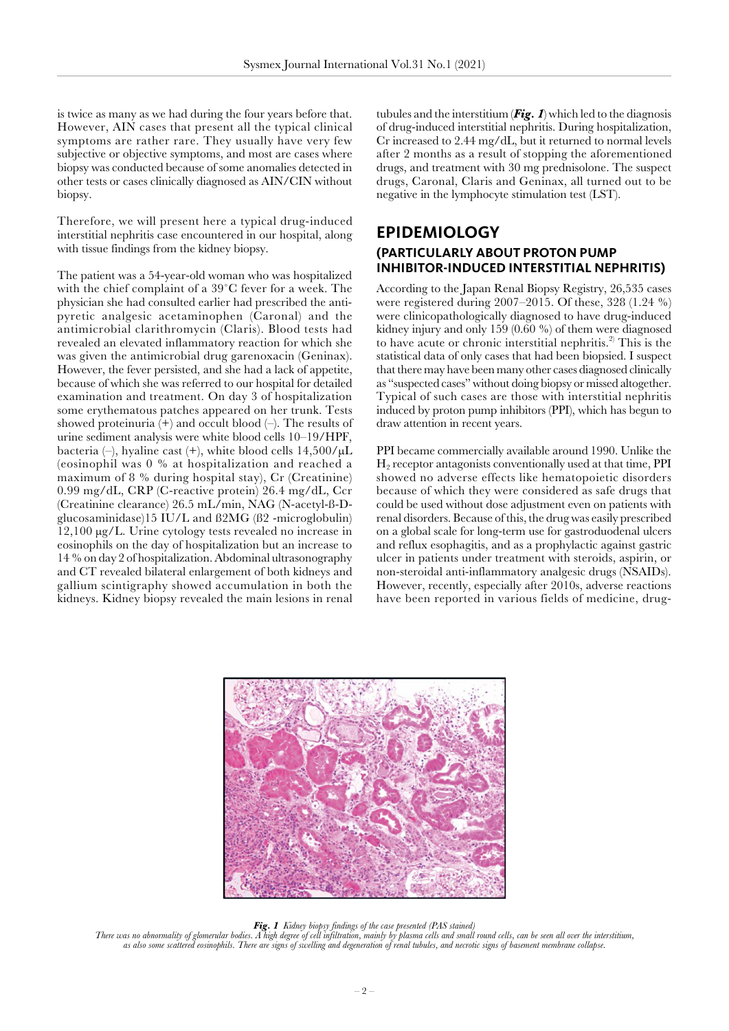is twice as many as we had during the four years before that. However, AIN cases that present all the typical clinical symptoms are rather rare. They usually have very few subjective or objective symptoms, and most are cases where biopsy was conducted because of some anomalies detected in other tests or cases clinically diagnosed as AIN/CIN without biopsy.

Therefore, we will present here a typical drug-induced interstitial nephritis case encountered in our hospital, along with tissue findings from the kidney biopsy.

The patient was a 54-year-old woman who was hospitalized with the chief complaint of a 39°C fever for a week. The physician she had consulted earlier had prescribed the antipyretic analgesic acetaminophen (Caronal) and the antimicrobial clarithromycin (Claris). Blood tests had revealed an elevated inflammatory reaction for which she was given the antimicrobial drug garenoxacin (Geninax). However, the fever persisted, and she had a lack of appetite, because of which she was referred to our hospital for detailed examination and treatment. On day 3 of hospitalization some erythematous patches appeared on her trunk. Tests showed proteinuria (+) and occult blood (–). The results of urine sediment analysis were white blood cells 10–19/HPF, bacteria (–), hyaline cast (+), white blood cells 14,500/μL (eosinophil was 0 % at hospitalization and reached a maximum of 8 % during hospital stay), Cr (Creatinine) 0.99 mg/dL, CRP (C-reactive protein) 26.4 mg/dL, Ccr (Creatinine clearance) 26.5 mL/min, NAG (N-acetyl-ß-D-glucosaminidase)15 IU/L and ß2MG (ß2 -microglobulin) 12,100 μg/L. Urine cytology tests revealed no increase in eosinophils on the day of hospitalization but an increase to 14 % on day 2 of hospitalization. Abdominal ultrasonography and CT revealed bilateral enlargement of both kidneys and gallium scintigraphy showed accumulation in both the kidneys. Kidney biopsy revealed the main lesions in renal tubules and the interstitium (***Fig. 1***) which led to the diagnosis of drug-induced interstitial nephritis. During hospitalization, Cr increased to 2.44 mg/dL, but it returned to normal levels after 2 months as a result of stopping the aforementioned drugs, and treatment with 30 mg prednisolone. The suspect drugs, Caronal, Claris and Geninax, all turned out to be negative in the lymphocyte stimulation test (LST).

## EPIDEMIOLOGY

### (PARTICULARLY ABOUT PROTON PUMP INHIBITOR-INDUCED INTERSTITIAL NEPHRITIS)

According to the Japan Renal Biopsy Registry, 26,535 cases were registered during 2007–2015. Of these, 328 (1.24 %) were clinicopathologically diagnosed to have drug-induced kidney injury and only 159 (0.60 %) of them were diagnosed to have acute or chronic interstitial nephritis.[2] This is the statistical data of only cases that had been biopsied. I suspect that there may have been many other cases diagnosed clinically as "suspected cases" without doing biopsy or missed altogether. Typical of such cases are those with interstitial nephritis induced by proton pump inhibitors (PPI), which has begun to draw attention in recent years.

PPI became commercially available around 1990. Unlike the $H_2$ receptor antagonists conventionally used at that time, PPI showed no adverse effects like hematopoietic disorders because of which they were considered as safe drugs that could be used without dose adjustment even on patients with renal disorders. Because of this, the drug was easily prescribed on a global scale for long-term use for gastroduodenal ulcers and reflux esophagitis, and as a prophylactic against gastric ulcer in patients under treatment with steroids, aspirin, or non-steroidal anti-inflammatory analgesic drugs (NSAIDs). However, recently, especially after 2010s, adverse reactions have been reported in various fields of medicine, drug-

***Fig. 1*** *Kidney biopsy findings of the case presented (PAS stained)*
*There was no abnormality of glomerular bodies. A high degree of cell infiltration, mainly by plasma cells and small round cells, can be seen all over the interstitium, as also some scattered eosinophils. There are signs of swelling and degeneration of renal tubules, and necrotic signs of basement membrane collapse.*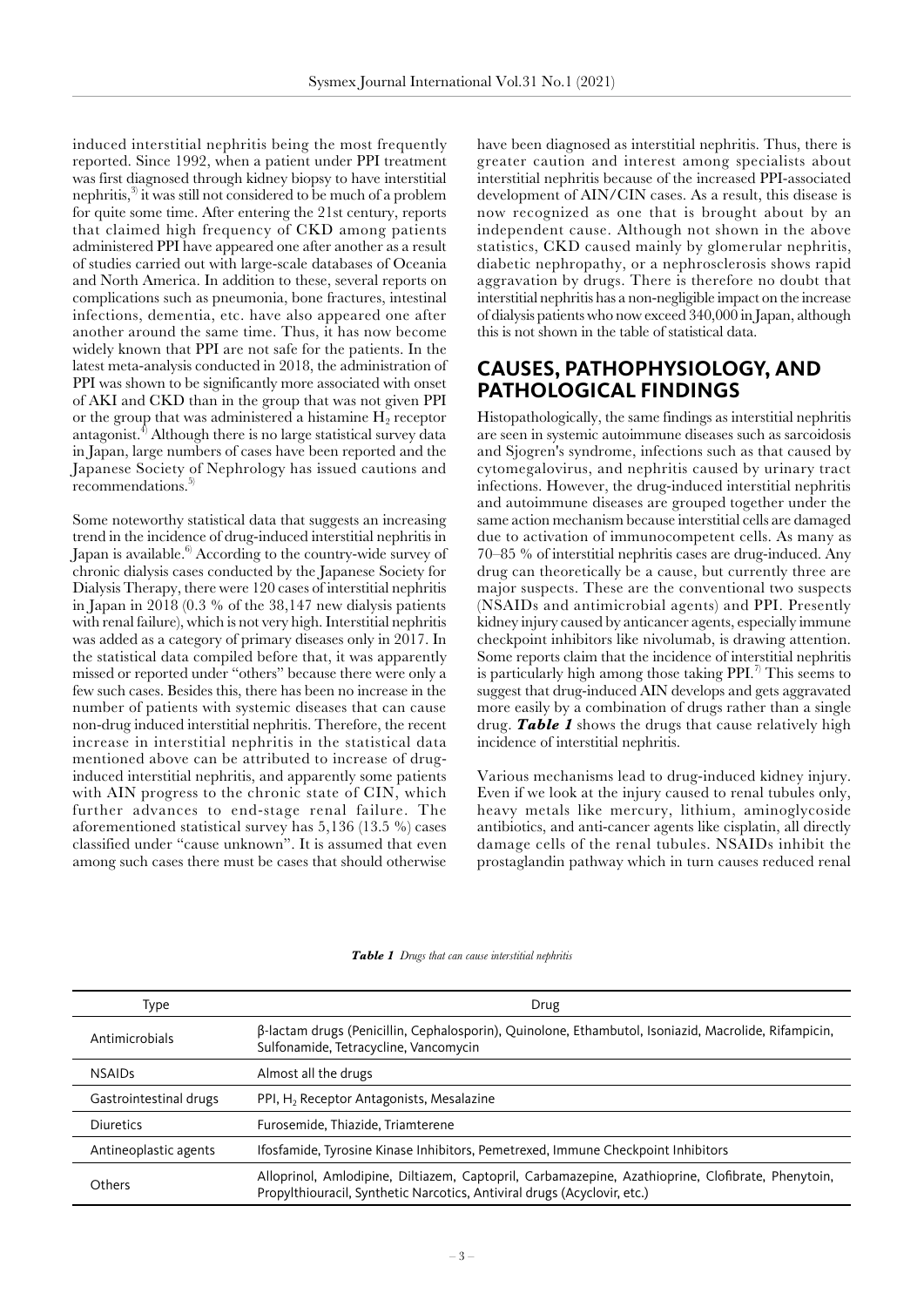induced interstitial nephritis being the most frequently reported. Since 1992, when a patient under PPI treatment was first diagnosed through kidney biopsy to have interstitial nephritis,[3] it was still not considered to be much of a problem for quite some time. After entering the 21st century, reports that claimed high frequency of CKD among patients administered PPI have appeared one after another as a result of studies carried out with large-scale databases of Oceania and North America. In addition to these, several reports on complications such as pneumonia, bone fractures, intestinal infections, dementia, etc. have also appeared one after another around the same time. Thus, it has now become widely known that PPI are not safe for the patients. In the latest meta-analysis conducted in 2018, the administration of PPI was shown to be significantly more associated with onset of AKI and CKD than in the group that was not given PPI or the group that was administered a histamine $H_2$ receptor antagonist.[4] Although there is no large statistical survey data in Japan, large numbers of cases have been reported and the Japanese Society of Nephrology has issued cautions and recommendations.[5]

Some noteworthy statistical data that suggests an increasing trend in the incidence of drug-induced interstitial nephritis in Japan is available.[6] According to the country-wide survey of chronic dialysis cases conducted by the Japanese Society for Dialysis Therapy, there were 120 cases of interstitial nephritis in Japan in 2018 (0.3 % of the 38,147 new dialysis patients with renal failure), which is not very high. Interstitial nephritis was added as a category of primary diseases only in 2017. In the statistical data compiled before that, it was apparently missed or reported under "others" because there were only a few such cases. Besides this, there has been no increase in the number of patients with systemic diseases that can cause non-drug induced interstitial nephritis. Therefore, the recent increase in interstitial nephritis in the statistical data mentioned above can be attributed to increase of drug-induced interstitial nephritis, and apparently some patients with AIN progress to the chronic state of CIN, which further advances to end-stage renal failure. The aforementioned statistical survey has 5,136 (13.5 %) cases classified under "cause unknown". It is assumed that even among such cases there must be cases that should otherwise have been diagnosed as interstitial nephritis. Thus, there is greater caution and interest among specialists about interstitial nephritis because of the increased PPI-associated development of AIN/CIN cases. As a result, this disease is now recognized as one that is brought about by an independent cause. Although not shown in the above statistics, CKD caused mainly by glomerular nephritis, diabetic nephropathy, or a nephrosclerosis shows rapid aggravation by drugs. There is therefore no doubt that interstitial nephritis has a non-negligible impact on the increase of dialysis patients who now exceed 340,000 in Japan, although this is not shown in the table of statistical data.

## CAUSES, PATHOPHYSIOLOGY, AND PATHOLOGICAL FINDINGS

Histopathologically, the same findings as interstitial nephritis are seen in systemic autoimmune diseases such as sarcoidosis and Sjogren's syndrome, infections such as that caused by cytomegalovirus, and nephritis caused by urinary tract infections. However, the drug-induced interstitial nephritis and autoimmune diseases are grouped together under the same action mechanism because interstitial cells are damaged due to activation of immunocompetent cells. As many as 70–85 % of interstitial nephritis cases are drug-induced. Any drug can theoretically be a cause, but currently three are major suspects. These are the conventional two suspects (NSAIDs and antimicrobial agents) and PPI. Presently kidney injury caused by anticancer agents, especially immune checkpoint inhibitors like nivolumab, is drawing attention. Some reports claim that the incidence of interstitial nephritis is particularly high among those taking PPI.[7] This seems to suggest that drug-induced AIN develops and gets aggravated more easily by a combination of drugs rather than a single drug. ***Table 1*** shows the drugs that cause relatively high incidence of interstitial nephritis.

Various mechanisms lead to drug-induced kidney injury. Even if we look at the injury caused to renal tubules only, heavy metals like mercury, lithium, aminoglycoside antibiotics, and anti-cancer agents like cisplatin, all directly damage cells of the renal tubules. NSAIDs inhibit the prostaglandin pathway which in turn causes reduced renal

***Table 1*** *Drugs that can cause interstitial nephritis*

| Type | Drug |
|---|---|
| Antimicrobials | β-lactam drugs (Penicillin, Cephalosporin), Quinolone, Ethambutol, Isoniazid, Macrolide, Rifampicin, Sulfonamide, Tetracycline, Vancomycin |
| NSAIDs | Almost all the drugs |
| Gastrointestinal drugs | PPI, $H_2$ Receptor Antagonists, Mesalazine |
| Diuretics | Furosemide, Thiazide, Triamterene |
| Antineoplastic agents | Ifosfamide, Tyrosine Kinase Inhibitors, Pemetrexed, Immune Checkpoint Inhibitors |
| Others | Alloprinol, Amlodipine, Diltiazem, Captopril, Carbamazepine, Azathioprine, Clofibrate, Phenytoin, Propylthiouracil, Synthetic Narcotics, Antiviral drugs (Acyclovir, etc.) |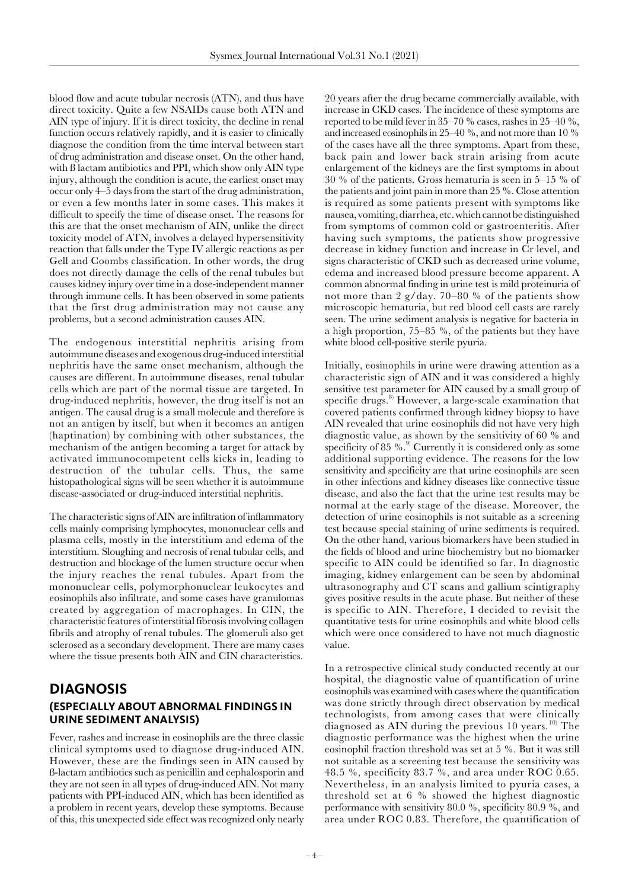blood flow and acute tubular necrosis (ATN), and thus have direct toxicity. Quite a few NSAIDs cause both ATN and AIN type of injury. If it is direct toxicity, the decline in renal function occurs relatively rapidly, and it is easier to clinically diagnose the condition from the time interval between start of drug administration and disease onset. On the other hand, with ß lactam antibiotics and PPI, which show only AIN type injury, although the condition is acute, the earliest onset may occur only 4–5 days from the start of the drug administration, or even a few months later in some cases. This makes it difficult to specify the time of disease onset. The reasons for this are that the onset mechanism of AIN, unlike the direct toxicity model of ATN, involves a delayed hypersensitivity reaction that falls under the Type IV allergic reactions as per Gell and Coombs classification. In other words, the drug does not directly damage the cells of the renal tubules but causes kidney injury over time in a dose-independent manner through immune cells. It has been observed in some patients that the first drug administration may not cause any problems, but a second administration causes AIN.

The endogenous interstitial nephritis arising from autoimmune diseases and exogenous drug-induced interstitial nephritis have the same onset mechanism, although the causes are different. In autoimmune diseases, renal tubular cells which are part of the normal tissue are targeted. In drug-induced nephritis, however, the drug itself is not an antigen. The causal drug is a small molecule and therefore is not an antigen by itself, but when it becomes an antigen (haptination) by combining with other substances, the mechanism of the antigen becoming a target for attack by activated immunocompetent cells kicks in, leading to destruction of the tubular cells. Thus, the same histopathological signs will be seen whether it is autoimmune disease-associated or drug-induced interstitial nephritis.

The characteristic signs of AIN are infiltration of inflammatory cells mainly comprising lymphocytes, mononuclear cells and plasma cells, mostly in the interstitium and edema of the interstitium. Sloughing and necrosis of renal tubular cells, and destruction and blockage of the lumen structure occur when the injury reaches the renal tubules. Apart from the mononuclear cells, polymorphonuclear leukocytes and eosinophils also infiltrate, and some cases have granulomas created by aggregation of macrophages. In CIN, the characteristic features of interstitial fibrosis involving collagen fibrils and atrophy of renal tubules. The glomeruli also get sclerosed as a secondary development. There are many cases where the tissue presents both AIN and CIN characteristics.

## DIAGNOSIS

### (ESPECIALLY ABOUT ABNORMAL FINDINGS IN URINE SEDIMENT ANALYSIS)

Fever, rashes and increase in eosinophils are the three classic clinical symptoms used to diagnose drug-induced AIN. However, these are the findings seen in AIN caused by ß-lactam antibiotics such as penicillin and cephalosporin and they are not seen in all types of drug-induced AIN. Not many patients with PPI-induced AIN, which has been identified as a problem in recent years, develop these symptoms. Because of this, this unexpected side effect was recognized only nearly 20 years after the drug became commercially available, with increase in CKD cases. The incidence of these symptoms are reported to be mild fever in 35–70 % cases, rashes in 25–40 %, and increased eosinophils in 25–40 %, and not more than 10 % of the cases have all the three symptoms. Apart from these, back pain and lower back strain arising from acute enlargement of the kidneys are the first symptoms in about 30 % of the patients. Gross hematuria is seen in 5–15 % of the patients and joint pain in more than 25 %. Close attention is required as some patients present with symptoms like nausea, vomiting, diarrhea, etc. which cannot be distinguished from symptoms of common cold or gastroenteritis. After having such symptoms, the patients show progressive decrease in kidney function and increase in Cr level, and signs characteristic of CKD such as decreased urine volume, edema and increased blood pressure become apparent. A common abnormal finding in urine test is mild proteinuria of not more than 2 g/day. 70–80 % of the patients show microscopic hematuria, but red blood cell casts are rarely seen. The urine sediment analysis is negative for bacteria in a high proportion, 75–85 %, of the patients but they have white blood cell-positive sterile pyuria.

Initially, eosinophils in urine were drawing attention as a characteristic sign of AIN and it was considered a highly sensitive test parameter for AIN caused by a small group of specific drugs.[8] However, a large-scale examination that covered patients confirmed through kidney biopsy to have AIN revealed that urine eosinophils did not have very high diagnostic value, as shown by the sensitivity of 60 % and specificity of 85 %.[9] Currently it is considered only as some additional supporting evidence. The reasons for the low sensitivity and specificity are that urine eosinophils are seen in other infections and kidney diseases like connective tissue disease, and also the fact that the urine test results may be normal at the early stage of the disease. Moreover, the detection of urine eosinophils is not suitable as a screening test because special staining of urine sediments is required. On the other hand, various biomarkers have been studied in the fields of blood and urine biochemistry but no biomarker specific to AIN could be identified so far. In diagnostic imaging, kidney enlargement can be seen by abdominal ultrasonography and CT scans and gallium scintigraphy gives positive results in the acute phase. But neither of these is specific to AIN. Therefore, I decided to revisit the quantitative tests for urine eosinophils and white blood cells which were once considered to have not much diagnostic value.

In a retrospective clinical study conducted recently at our hospital, the diagnostic value of quantification of urine eosinophils was examined with cases where the quantification was done strictly through direct observation by medical technologists, from among cases that were clinically diagnosed as AIN during the previous 10 years.[10] The diagnostic performance was the highest when the urine eosinophil fraction threshold was set at 5 %. But it was still not suitable as a screening test because the sensitivity was 48.5 %, specificity 83.7 %, and area under ROC 0.65. Nevertheless, in an analysis limited to pyuria cases, a threshold set at 6 % showed the highest diagnostic performance with sensitivity 80.0 %, specificity 80.9 %, and area under ROC 0.83. Therefore, the quantification of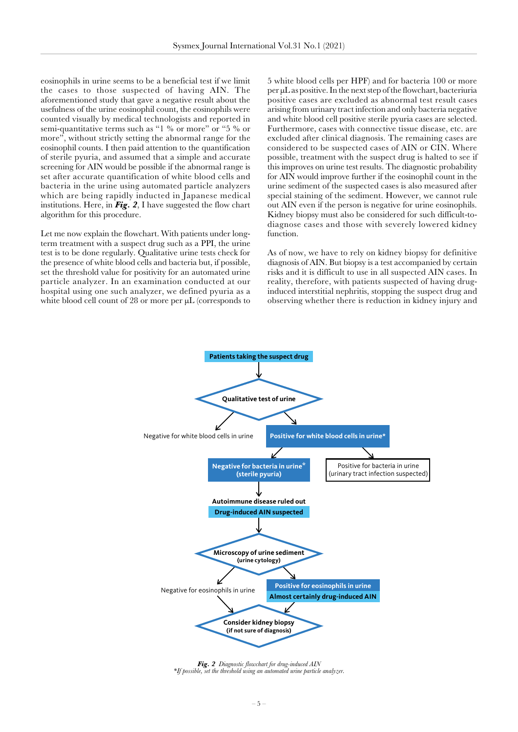eosinophils in urine seems to be a beneficial test if we limit the cases to those suspected of having AIN. The aforementioned study that gave a negative result about the usefulness of the urine eosinophil count, the eosinophils were counted visually by medical technologists and reported in semi-quantitative terms such as "1 % or more" or "5 % or more", without strictly setting the abnormal range for the eosinophil counts. I then paid attention to the quantification of sterile pyuria, and assumed that a simple and accurate screening for AIN would be possible if the abnormal range is set after accurate quantification of white blood cells and bacteria in the urine using automated particle analyzers which are being rapidly inducted in Japanese medical institutions. Here, in ***Fig. 2***, I have suggested the flow chart algorithm for this procedure.

Let me now explain the flowchart. With patients under long-term treatment with a suspect drug such as a PPI, the urine test is to be done regularly. Qualitative urine tests check for the presence of white blood cells and bacteria but, if possible, set the threshold value for positivity for an automated urine particle analyzer. In an examination conducted at our hospital using one such analyzer, we defined pyuria as a white blood cell count of 28 or more per μL (corresponds to 5 white blood cells per HPF) and for bacteria 100 or more per μL as positive. In the next step of the flowchart, bacteriuria positive cases are excluded as abnormal test result cases arising from urinary tract infection and only bacteria negative and white blood cell positive sterile pyuria cases are selected. Furthermore, cases with connective tissue disease, etc. are excluded after clinical diagnosis. The remaining cases are considered to be suspected cases of AIN or CIN. Where possible, treatment with the suspect drug is halted to see if this improves on urine test results. The diagnostic probability for AIN would improve further if the eosinophil count in the urine sediment of the suspected cases is also measured after special staining of the sediment. However, we cannot rule out AIN even if the person is negative for urine eosinophils. Kidney biopsy must also be considered for such difficult-to-diagnose cases and those with severely lowered kidney function.

As of now, we have to rely on kidney biopsy for definitive diagnosis of AIN. But biopsy is a test accompanied by certain risks and it is difficult to use in all suspected AIN cases. In reality, therefore, with patients suspected of having drug-induced interstitial nephritis, stopping the suspect drug and observing whether there is reduction in kidney injury and

Patients taking the suspect drug

Qualitative test of urine

Negative for white blood cells in urine

Positive for white blood cells in urine*

Negative for bacteria in urine*
(sterile pyuria)

Positive for bacteria in urine
(urinary tract infection suspected)

Autoimmune disease ruled out

Drug-induced AIN suspected

Microscopy of urine sediment
(urine cytology)

Negative for eosinophils in urine

Positive for eosinophils in urine

Almost certainly drug-induced AIN

Consider kidney biopsy
(if not sure of diagnosis)

***Fig. 2*** *Diagnostic flowchart for drug-induced AIN*
*\*If possible, set the threshold using an automated urine particle analyzer.*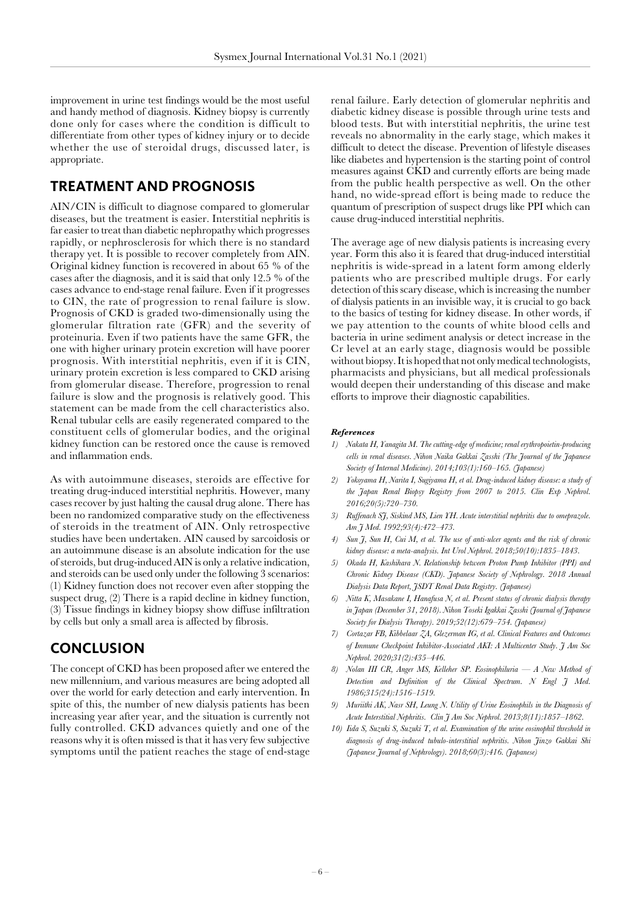improvement in urine test findings would be the most useful and handy method of diagnosis. Kidney biopsy is currently done only for cases where the condition is difficult to differentiate from other types of kidney injury or to decide whether the use of steroidal drugs, discussed later, is appropriate.

## TREATMENT AND PROGNOSIS

AIN/CIN is difficult to diagnose compared to glomerular diseases, but the treatment is easier. Interstitial nephritis is far easier to treat than diabetic nephropathy which progresses rapidly, or nephrosclerosis for which there is no standard therapy yet. It is possible to recover completely from AIN. Original kidney function is recovered in about 65 % of the cases after the diagnosis, and it is said that only 12.5 % of the cases advance to end-stage renal failure. Even if it progresses to CIN, the rate of progression to renal failure is slow. Prognosis of CKD is graded two-dimensionally using the glomerular filtration rate (GFR) and the severity of proteinuria. Even if two patients have the same GFR, the one with higher urinary protein excretion will have poorer prognosis. With interstitial nephritis, even if it is CIN, urinary protein excretion is less compared to CKD arising from glomerular disease. Therefore, progression to renal failure is slow and the prognosis is relatively good. This statement can be made from the cell characteristics also. Renal tubular cells are easily regenerated compared to the constituent cells of glomerular bodies, and the original kidney function can be restored once the cause is removed and inflammation ends.

As with autoimmune diseases, steroids are effective for treating drug-induced interstitial nephritis. However, many cases recover by just halting the causal drug alone. There has been no randomized comparative study on the effectiveness of steroids in the treatment of AIN. Only retrospective studies have been undertaken. AIN caused by sarcoidosis or an autoimmune disease is an absolute indication for the use of steroids, but drug-induced AIN is only a relative indication, and steroids can be used only under the following 3 scenarios: (1) Kidney function does not recover even after stopping the suspect drug, (2) There is a rapid decline in kidney function, (3) Tissue findings in kidney biopsy show diffuse infiltration by cells but only a small area is affected by fibrosis.

## CONCLUSION

The concept of CKD has been proposed after we entered the new millennium, and various measures are being adopted all over the world for early detection and early intervention. In spite of this, the number of new dialysis patients has been increasing year after year, and the situation is currently not fully controlled. CKD advances quietly and one of the reasons why it is often missed is that it has very few subjective symptoms until the patient reaches the stage of end-stage renal failure. Early detection of glomerular nephritis and diabetic kidney disease is possible through urine tests and blood tests. But with interstitial nephritis, the urine test reveals no abnormality in the early stage, which makes it difficult to detect the disease. Prevention of lifestyle diseases like diabetes and hypertension is the starting point of control measures against CKD and currently efforts are being made from the public health perspective as well. On the other hand, no wide-spread effort is being made to reduce the quantum of prescription of suspect drugs like PPI which can cause drug-induced interstitial nephritis.

The average age of new dialysis patients is increasing every year. Form this also it is feared that drug-induced interstitial nephritis is wide-spread in a latent form among elderly patients who are prescribed multiple drugs. For early detection of this scary disease, which is increasing the number of dialysis patients in an invisible way, it is crucial to go back to the basics of testing for kidney disease. In other words, if we pay attention to the counts of white blood cells and bacteria in urine sediment analysis or detect increase in the Cr level at an early stage, diagnosis would be possible without biopsy. It is hoped that not only medical technologists, pharmacists and physicians, but all medical professionals would deepen their understanding of this disease and make efforts to improve their diagnostic capabilities.

#### *References*

1) *Nakata H, Yanagita M. The cutting-edge of medicine; renal erythropoietin-producing cells in renal diseases. Nihon Naika Gakkai Zasshi (The Journal of the Japanese Society of Internal Medicine). 2014;103(1):160–165. (Japanese)*
2) *Yokoyama H, Narita I, Sugiyama H, et al. Drug-induced kidney disease: a study of the Japan Renal Biopsy Registry from 2007 to 2015. Clin Exp Nephrol. 2016;20(5):720–730.*
3) *Ruffenach SJ, Siskind MS, Lien YH. Acute interstitial nephritis due to omeprazole. Am J Med. 1992;93(4):472–473.*
4) *Sun J, Sun H, Cui M, et al. The use of anti-ulcer agents and the risk of chronic kidney disease: a meta-analysis. Int Urol Nephrol. 2018;50(10):1835–1843.*
5) *Okada H, Kashihara N. Relationship between Proton Pump Inhibitor (PPI) and Chronic Kidney Disease (CKD). Japanese Society of Nephrology. 2018 Annual Dialysis Data Report, JSDT Renal Data Registry. (Japanese)*
6) *Nitta K, Masakane I, Hanafusa N, et al. Present status of chronic dialysis therapy in Japan (December 31, 2018). Nihon Toseki Igakkai Zasshi (Journal of Japanese Society for Dialysis Therapy). 2019;52(12):679–754. (Japanese)*
7) *Cortazar FB, Kibbelaar ZA, Glezerman IG, et al. Clinical Features and Outcomes of Immune Checkpoint Inhibitor-Associated AKI: A Multicenter Study. J Am Soc Nephrol. 2020;31(2):435–446.*
8) *Nolan III CR, Anger MS, Kelleher SP. Eosinophiluria — A New Method of Detection and Definition of the Clinical Spectrum. N Engl J Med. 1986;315(24):1516–1519.*
9) *Muriithi AK, Nasr SH, Leung N. Utility of Urine Eosinophils in the Diagnosis of Acute Interstitial Nephritis. Clin J Am Soc Nephrol. 2013;8(11):1857–1862.*
10) *Iida S, Suzuki S, Suzuki T, et al. Examination of the urine eosinophil threshold in diagnosis of drug-induced tubulo-interstitial nephritis. Nihon Jinzo Gakkai Shi (Japanese Journal of Nephrology). 2018;60(3):416. (Japanese)*